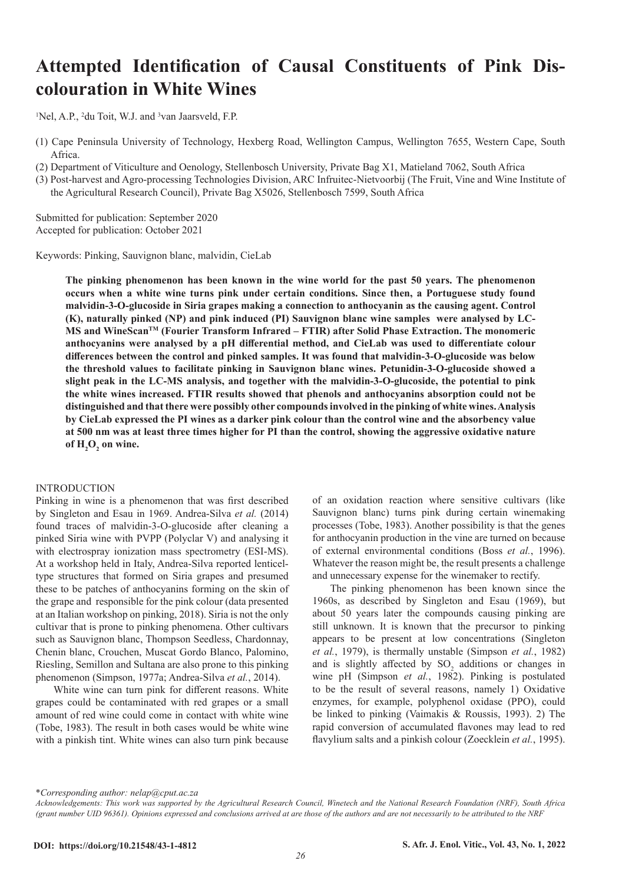# Attempted Identification of Causal Constituents of Pink Discolouration in White Wines

[1]Nel, A.P., [2]du Toit, W.J. and [3]van Jaarsveld, F.P.

(1) Cape Peninsula University of Technology, Hexberg Road, Wellington Campus, Wellington 7655, Western Cape, South Africa.

(2) Department of Viticulture and Oenology, Stellenbosch University, Private Bag X1, Matieland 7062, South Africa

(3) Post-harvest and Agro-processing Technologies Division, ARC Infruitec-Nietvoorbij (The Fruit, Vine and Wine Institute of the Agricultural Research Council), Private Bag X5026, Stellenbosch 7599, South Africa

Submitted for publication: September 2020
Accepted for publication: October 2021

Keywords: Pinking, Sauvignon blanc, malvidin, CieLab

**The pinking phenomenon has been known in the wine world for the past 50 years. The phenomenon occurs when a white wine turns pink under certain conditions. Since then, a Portuguese study found malvidin-3-O-glucoside in Siria grapes making a connection to anthocyanin as the causing agent. Control (K), naturally pinked (NP) and pink induced (PI) Sauvignon blanc wine samples were analysed by LC-MS and WineScan™ (Fourier Transform Infrared – FTIR) after Solid Phase Extraction. The monomeric anthocyanins were analysed by a pH differential method, and CieLab was used to differentiate colour differences between the control and pinked samples. It was found that malvidin-3-O-glucoside was below the threshold values to facilitate pinking in Sauvignon blanc wines. Petunidin-3-O-glucoside showed a slight peak in the LC-MS analysis, and together with the malvidin-3-O-glucoside, the potential to pink the white wines increased. FTIR results showed that phenols and anthocyanins absorption could not be distinguished and that there were possibly other compounds involved in the pinking of white wines. Analysis by CieLab expressed the PI wines as a darker pink colour than the control wine and the absorbency value at 500 nm was at least three times higher for PI than the control, showing the aggressive oxidative nature of $H_2O_2$ on wine.**

## INTRODUCTION

Pinking in wine is a phenomenon that was first described by Singleton and Esau in 1969. Andrea-Silva *et al.* (2014) found traces of malvidin-3-O-glucoside after cleaning a pinked Siria wine with PVPP (Polyclar V) and analysing it with electrospray ionization mass spectrometry (ESI-MS). At a workshop held in Italy, Andrea-Silva reported lenticel-type structures that formed on Siria grapes and presumed these to be patches of anthocyanins forming on the skin of the grape and responsible for the pink colour (data presented at an Italian workshop on pinking, 2018). Siria is not the only cultivar that is prone to pinking phenomena. Other cultivars such as Sauvignon blanc, Thompson Seedless, Chardonnay, Chenin blanc, Crouchen, Muscat Gordo Blanco, Palomino, Riesling, Semillon and Sultana are also prone to this pinking phenomenon (Simpson, 1977a; Andrea-Silva *et al.*, 2014).

White wine can turn pink for different reasons. White grapes could be contaminated with red grapes or a small amount of red wine could come in contact with white wine (Tobe, 1983). The result in both cases would be white wine with a pinkish tint. White wines can also turn pink because of an oxidation reaction where sensitive cultivars (like Sauvignon blanc) turns pink during certain winemaking processes (Tobe, 1983). Another possibility is that the genes for anthocyanin production in the vine are turned on because of external environmental conditions (Boss *et al.*, 1996). Whatever the reason might be, the result presents a challenge and unnecessary expense for the winemaker to rectify.

The pinking phenomenon has been known since the 1960s, as described by Singleton and Esau (1969), but about 50 years later the compounds causing pinking are still unknown. It is known that the precursor to pinking appears to be present at low concentrations (Singleton *et al.*, 1979), is thermally unstable (Simpson *et al.*, 1982) and is slightly affected by $SO_2$ additions or changes in wine pH (Simpson *et al.*, 1982). Pinking is postulated to be the result of several reasons, namely 1) Oxidative enzymes, for example, polyphenol oxidase (PPO), could be linked to pinking (Vaimakis & Roussis, 1993). 2) The rapid conversion of accumulated flavones may lead to red flavylium salts and a pinkish colour (Zoecklein *et al.*, 1995).

*\*Corresponding author: nelap@cput.ac.za*

*Acknowledgements: This work was supported by the Agricultural Research Council, Winetech and the National Research Foundation (NRF), South Africa (grant number UID 96361). Opinions expressed and conclusions arrived at are those of the authors and are not necessarily to be attributed to the NRF*

**DOI: https://doi.org/10.21548/43-1-4812**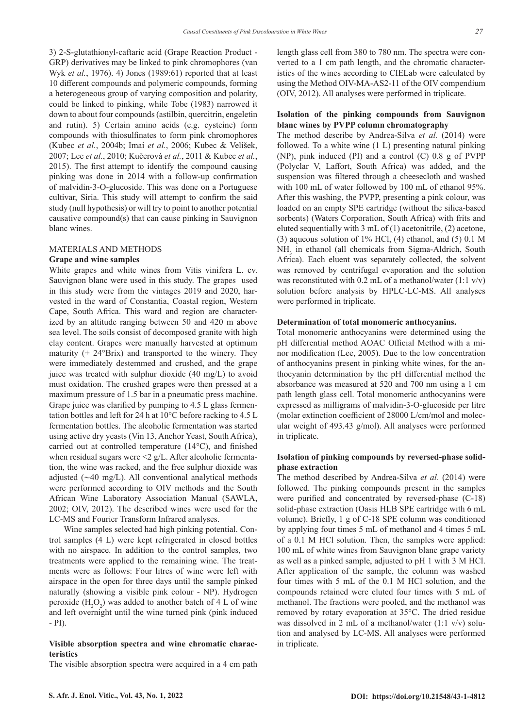3) 2-S-glutathionyl-caftaric acid (Grape Reaction Product - GRP) derivatives may be linked to pink chromophores (van Wyk *et al.*, 1976). 4) Jones (1989:61) reported that at least 10 different compounds and polymeric compounds, forming a heterogeneous group of varying composition and polarity, could be linked to pinking, while Tobe (1983) narrowed it down to about four compounds (astilbin, quercitrin, engeletin and rutin). 5) Certain amino acids (e.g. cysteine) form compounds with thiosulfinates to form pink chromophores (Kubec *et al.*, 2004b; Imai *et al.*, 2006; Kubec & Velíšek, 2007; Lee *et al.*, 2010; Kučerová *et al.*, 2011 & Kubec *et al.*, 2015). The first attempt to identify the compound causing pinking was done in 2014 with a follow-up confirmation of malvidin-3-O-glucoside. This was done on a Portuguese cultivar, Siria. This study will attempt to confirm the said study (null hypothesis) or will try to point to another potential causative compound(s) that can cause pinking in Sauvignon blanc wines.

## MATERIALS AND METHODS

### Grape and wine samples

White grapes and white wines from Vitis vinifera L. cv. Sauvignon blanc were used in this study. The grapes used in this study were from the vintages 2019 and 2020, harvested in the ward of Constantia, Coastal region, Western Cape, South Africa. This ward and region are characterized by an altitude ranging between 50 and 420 m above sea level. The soils consist of decomposed granite with high clay content. Grapes were manually harvested at optimum maturity (± 24°Brix) and transported to the winery. They were immediately destemmed and crushed, and the grape juice was treated with sulphur dioxide (40 mg/L) to avoid must oxidation. The crushed grapes were then pressed at a maximum pressure of 1.5 bar in a pneumatic press machine. Grape juice was clarified by pumping to 4.5 L glass fermentation bottles and left for 24 h at 10°C before racking to 4.5 L fermentation bottles. The alcoholic fermentation was started using active dry yeasts (Vin 13, Anchor Yeast, South Africa), carried out at controlled temperature (14°C), and finished when residual sugars were <2 g/L. After alcoholic fermentation, the wine was racked, and the free sulphur dioxide was adjusted (~40 mg/L). All conventional analytical methods were performed according to OIV methods and the South African Wine Laboratory Association Manual (SAWLA, 2002; OIV, 2012). The described wines were used for the LC-MS and Fourier Transform Infrared analyses.

Wine samples selected had high pinking potential. Control samples (4 L) were kept refrigerated in closed bottles with no airspace. In addition to the control samples, two treatments were applied to the remaining wine. The treatments were as follows: Four litres of wine were left with airspace in the open for three days until the sample pinked naturally (showing a visible pink colour - NP). Hydrogen peroxide ($H_2O_2$) was added to another batch of 4 L of wine and left overnight until the wine turned pink (pink induced - PI).

### Visible absorption spectra and wine chromatic characteristics

The visible absorption spectra were acquired in a 4 cm path length glass cell from 380 to 780 nm. The spectra were converted to a 1 cm path length, and the chromatic characteristics of the wines according to CIELab were calculated by using the Method OIV-MA-AS2-11 of the OIV compendium (OIV, 2012). All analyses were performed in triplicate.

### Isolation of the pinking compounds from Sauvignon blanc wines by PVPP column chromatography

The method describe by Andrea-Silva *et al.* (2014) were followed. To a white wine (1 L) presenting natural pinking (NP), pink induced (PI) and a control (C) 0.8 g of PVPP (Polyclar V, Laffort, South Africa) was added, and the suspension was filtered through a cheesecloth and washed with 100 mL of water followed by 100 mL of ethanol 95%. After this washing, the PVPP, presenting a pink colour, was loaded on an empty SPE cartridge (without the silica-based sorbents) (Waters Corporation, South Africa) with frits and eluted sequentially with 3 mL of (1) acetonitrile, (2) acetone, (3) aqueous solution of 1% HCl, (4) ethanol, and (5) 0.1 M $NH_3$ in ethanol (all chemicals from Sigma-Aldrich, South Africa). Each eluent was separately collected, the solvent was removed by centrifugal evaporation and the solution was reconstituted with 0.2 mL of a methanol/water (1:1 v/v) solution before analysis by HPLC-LC-MS. All analyses were performed in triplicate.

### Determination of total monomeric anthocyanins.

Total monomeric anthocyanins were determined using the pH differential method AOAC Official Method with a minor modification (Lee, 2005). Due to the low concentration of anthocyanins present in pinking white wines, for the anthocyanin determination by the pH differential method the absorbance was measured at 520 and 700 nm using a 1 cm path length glass cell. Total monomeric anthocyanins were expressed as milligrams of malvidin-3-O-glucoside per litre (molar extinction coefficient of 28000 L/cm/mol and molecular weight of 493.43 g/mol). All analyses were performed in triplicate.

### Isolation of pinking compounds by reversed-phase solid-phase extraction

The method described by Andrea-Silva *et al.* (2014) were followed. The pinking compounds present in the samples were purified and concentrated by reversed-phase (C-18) solid-phase extraction (Oasis HLB SPE cartridge with 6 mL volume). Briefly, 1 g of C-18 SPE column was conditioned by applying four times 5 mL of methanol and 4 times 5 mL of a 0.1 M HCl solution. Then, the samples were applied: 100 mL of white wines from Sauvignon blanc grape variety as well as a pinked sample, adjusted to pH 1 with 3 M HCl. After application of the sample, the column was washed four times with 5 mL of the 0.1 M HCl solution, and the compounds retained were eluted four times with 5 mL of methanol. The fractions were pooled, and the methanol was removed by rotary evaporation at 35°C. The dried residue was dissolved in 2 mL of a methanol/water (1:1 v/v) solution and analysed by LC-MS. All analyses were performed in triplicate.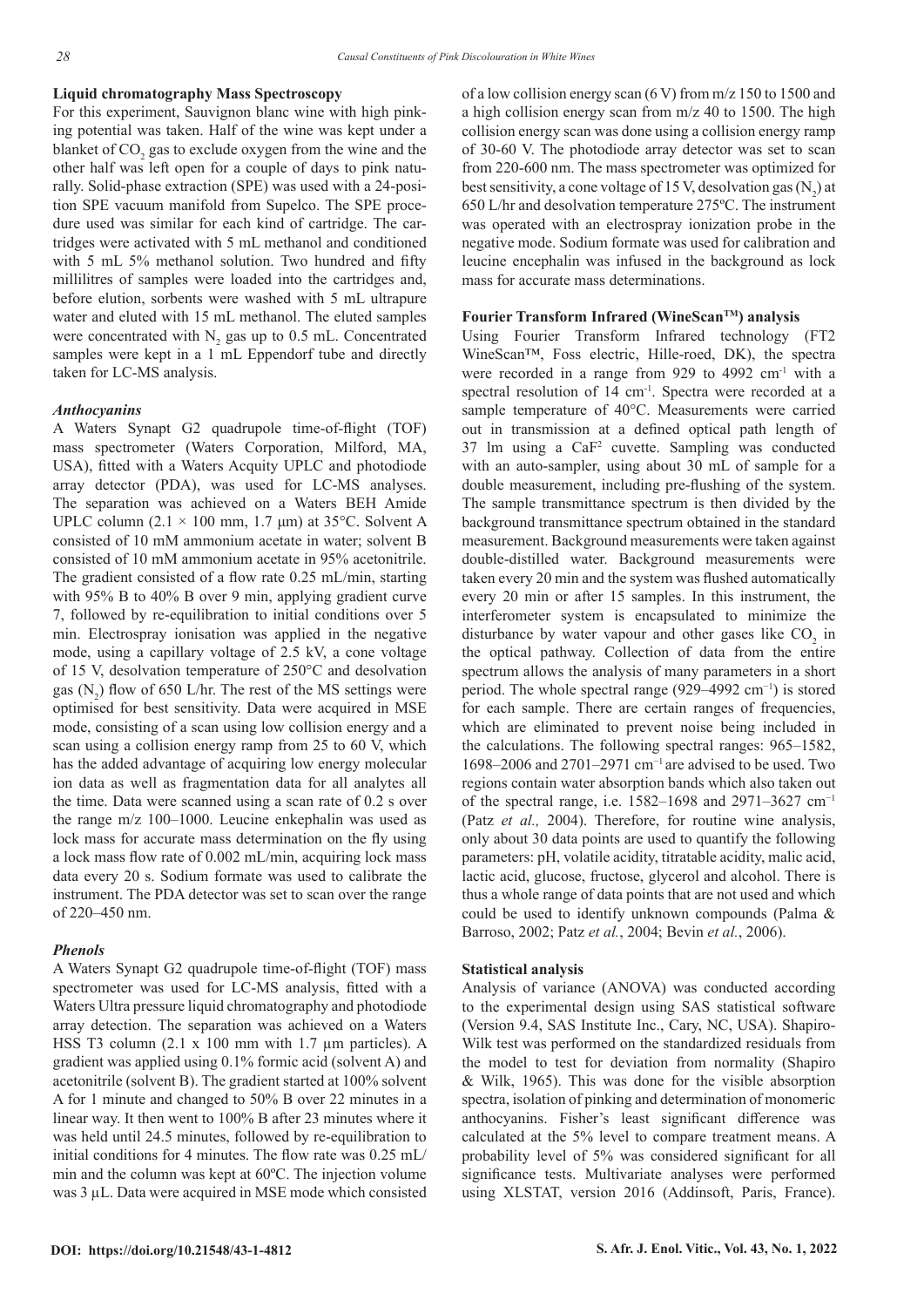### Liquid chromatography Mass Spectroscopy

For this experiment, Sauvignon blanc wine with high pinking potential was taken. Half of the wine was kept under a blanket of $CO_2$ gas to exclude oxygen from the wine and the other half was left open for a couple of days to pink naturally. Solid-phase extraction (SPE) was used with a 24-position SPE vacuum manifold from Supelco. The SPE procedure used was similar for each kind of cartridge. The cartridges were activated with 5 mL methanol and conditioned with 5 mL 5% methanol solution. Two hundred and fifty millilitres of samples were loaded into the cartridges and, before elution, sorbents were washed with 5 mL ultrapure water and eluted with 15 mL methanol. The eluted samples were concentrated with $N_2$ gas up to 0.5 mL. Concentrated samples were kept in a 1 mL Eppendorf tube and directly taken for LC-MS analysis.

### *Anthocyanins*

A Waters Synapt G2 quadrupole time-of-flight (TOF) mass spectrometer (Waters Corporation, Milford, MA, USA), fitted with a Waters Acquity UPLC and photodiode array detector (PDA), was used for LC-MS analyses. The separation was achieved on a Waters BEH Amide UPLC column (2.1 × 100 mm, 1.7 µm) at 35°C. Solvent A consisted of 10 mM ammonium acetate in water; solvent B consisted of 10 mM ammonium acetate in 95% acetonitrile. The gradient consisted of a flow rate 0.25 mL/min, starting with 95% B to 40% B over 9 min, applying gradient curve 7, followed by re-equilibration to initial conditions over 5 min. Electrospray ionisation was applied in the negative mode, using a capillary voltage of 2.5 kV, a cone voltage of 15 V, desolvation temperature of 250°C and desolvation gas ($N_2$) flow of 650 L/hr. The rest of the MS settings were optimised for best sensitivity. Data were acquired in MSE mode, consisting of a scan using low collision energy and a scan using a collision energy ramp from 25 to 60 V, which has the added advantage of acquiring low energy molecular ion data as well as fragmentation data for all analytes all the time. Data were scanned using a scan rate of 0.2 s over the range m/z 100–1000. Leucine enkephalin was used as lock mass for accurate mass determination on the fly using a lock mass flow rate of 0.002 mL/min, acquiring lock mass data every 20 s. Sodium formate was used to calibrate the instrument. The PDA detector was set to scan over the range of 220–450 nm.

### *Phenols*

A Waters Synapt G2 quadrupole time-of-flight (TOF) mass spectrometer was used for LC-MS analysis, fitted with a Waters Ultra pressure liquid chromatography and photodiode array detection. The separation was achieved on a Waters HSS T3 column (2.1 x 100 mm with 1.7 µm particles). A gradient was applied using 0.1% formic acid (solvent A) and acetonitrile (solvent B). The gradient started at 100% solvent A for 1 minute and changed to 50% B over 22 minutes in a linear way. It then went to 100% B after 23 minutes where it was held until 24.5 minutes, followed by re-equilibration to initial conditions for 4 minutes. The flow rate was 0.25 mL/min and the column was kept at 60ºC. The injection volume was 3 µL. Data were acquired in MSE mode which consisted of a low collision energy scan (6 V) from m/z 150 to 1500 and a high collision energy scan from m/z 40 to 1500. The high collision energy scan was done using a collision energy ramp of 30-60 V. The photodiode array detector was set to scan from 220-600 nm. The mass spectrometer was optimized for best sensitivity, a cone voltage of 15 V, desolvation gas ($N_2$) at 650 L/hr and desolvation temperature 275ºC. The instrument was operated with an electrospray ionization probe in the negative mode. Sodium formate was used for calibration and leucine encephalin was infused in the background as lock mass for accurate mass determinations.

### Fourier Transform Infrared (WineScan™) analysis

Using Fourier Transform Infrared technology (FT2 WineScan™, Foss electric, Hille-roed, DK), the spectra were recorded in a range from 929 to 4992 cm$^{-1}$ with a spectral resolution of 14 cm$^{-1}$. Spectra were recorded at a sample temperature of 40°C. Measurements were carried out in transmission at a defined optical path length of 37 lm using a $CaF^2$ cuvette. Sampling was conducted with an auto-sampler, using about 30 mL of sample for a double measurement, including pre-flushing of the system. The sample transmittance spectrum is then divided by the background transmittance spectrum obtained in the standard measurement. Background measurements were taken against double-distilled water. Background measurements were taken every 20 min and the system was flushed automatically every 20 min or after 15 samples. In this instrument, the interferometer system is encapsulated to minimize the disturbance by water vapour and other gases like $CO_2$ in the optical pathway. Collection of data from the entire spectrum allows the analysis of many parameters in a short period. The whole spectral range (929–4992 cm$^{-1}$) is stored for each sample. There are certain ranges of frequencies, which are eliminated to prevent noise being included in the calculations. The following spectral ranges: 965–1582, 1698–2006 and 2701–2971 cm$^{-1}$ are advised to be used. Two regions contain water absorption bands which also taken out of the spectral range, i.e. 1582–1698 and 2971–3627 cm$^{-1}$ (Patz *et al.,* 2004). Therefore, for routine wine analysis, only about 30 data points are used to quantify the following parameters: pH, volatile acidity, titratable acidity, malic acid, lactic acid, glucose, fructose, glycerol and alcohol. There is thus a whole range of data points that are not used and which could be used to identify unknown compounds (Palma & Barroso, 2002; Patz *et al.*, 2004; Bevin *et al.*, 2006).

### Statistical analysis

Analysis of variance (ANOVA) was conducted according to the experimental design using SAS statistical software (Version 9.4, SAS Institute Inc., Cary, NC, USA). Shapiro-Wilk test was performed on the standardized residuals from the model to test for deviation from normality (Shapiro & Wilk, 1965). This was done for the visible absorption spectra, isolation of pinking and determination of monomeric anthocyanins. Fisher's least significant difference was calculated at the 5% level to compare treatment means. A probability level of 5% was considered significant for all significance tests. Multivariate analyses were performed using XLSTAT, version 2016 (Addinsoft, Paris, France).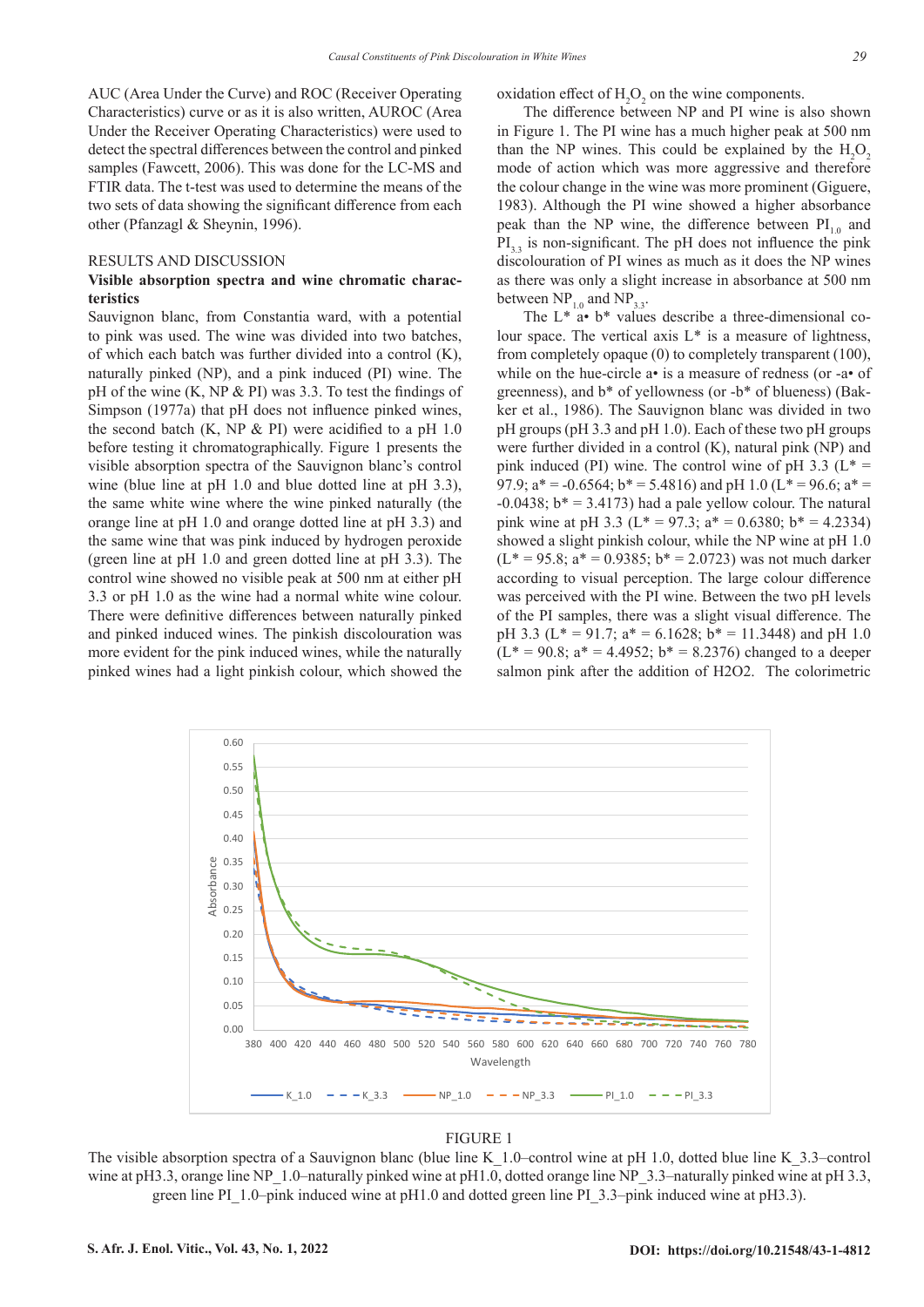AUC (Area Under the Curve) and ROC (Receiver Operating Characteristics) curve or as it is also written, AUROC (Area Under the Receiver Operating Characteristics) were used to detect the spectral differences between the control and pinked samples (Fawcett, 2006). This was done for the LC-MS and FTIR data. The t-test was used to determine the means of the two sets of data showing the significant difference from each other (Pfanzagl & Sheynin, 1996).

## RESULTS AND DISCUSSION

### Visible absorption spectra and wine chromatic characteristics

Sauvignon blanc, from Constantia ward, with a potential to pink was used. The wine was divided into two batches, of which each batch was further divided into a control (K), naturally pinked (NP), and a pink induced (PI) wine. The pH of the wine (K, NP & PI) was 3.3. To test the findings of Simpson (1977a) that pH does not influence pinked wines, the second batch (K, NP & PI) were acidified to a pH 1.0 before testing it chromatographically. Figure 1 presents the visible absorption spectra of the Sauvignon blanc's control wine (blue line at pH 1.0 and blue dotted line at pH 3.3), the same white wine where the wine pinked naturally (the orange line at pH 1.0 and orange dotted line at pH 3.3) and the same wine that was pink induced by hydrogen peroxide (green line at pH 1.0 and green dotted line at pH 3.3). The control wine showed no visible peak at 500 nm at either pH 3.3 or pH 1.0 as the wine had a normal white wine colour. There were definitive differences between naturally pinked and pinked induced wines. The pinkish discolouration was more evident for the pink induced wines, while the naturally pinked wines had a light pinkish colour, which showed the oxidation effect of $H_2O_2$ on the wine components.

The difference between NP and PI wine is also shown in Figure 1. The PI wine has a much higher peak at 500 nm than the NP wines. This could be explained by the $H_2O_2$ mode of action which was more aggressive and therefore the colour change in the wine was more prominent (Giguere, 1983). Although the PI wine showed a higher absorbance peak than the NP wine, the difference between $PI_{1.0}$ and $PI_{3.3}$ is non-significant. The pH does not influence the pink discolouration of PI wines as much as it does the NP wines as there was only a slight increase in absorbance at 500 nm between $NP_{1.0}$ and $NP_{3.3}$.

The L* a• b* values describe a three-dimensional colour space. The vertical axis L* is a measure of lightness, from completely opaque (0) to completely transparent (100), while on the hue-circle a• is a measure of redness (or -a• of greenness), and b* of yellowness (or -b* of blueness) (Bakker et al., 1986). The Sauvignon blanc was divided in two pH groups (pH 3.3 and pH 1.0). Each of these two pH groups were further divided into a control (K), natural pink (NP) and pink induced (PI) wine. The control wine of pH 3.3 (L* = 97.9; a* = -0.6564; b* = 5.4816) and pH 1.0 (L* = 96.6; a* = -0.0438; b* = 3.4173) had a pale yellow colour. The natural pink wine at pH 3.3 (L* = 97.3; a* = 0.6380; b* = 4.2334) showed a slight pinkish colour, while the NP wine at pH 1.0 (L* = 95.8; a* = 0.9385; b* = 2.0723) was not much darker according to visual perception. The large colour difference was perceived with the PI wine. Between the two pH levels of the PI samples, there was a slight visual difference. The pH 3.3 (L* = 91.7; a* = 6.1628; b* = 11.3448) and pH 1.0 (L* = 90.8; a* = 4.4952; b* = 8.2376) changed to a deeper salmon pink after the addition of H2O2. The colorimetric

FIGURE 1

The visible absorption spectra of a Sauvignon blanc (blue line K_1.0–control wine at pH 1.0, dotted blue line K_3.3–control wine at pH3.3, orange line NP_1.0–naturally pinked wine at pH1.0, dotted orange line NP_3.3–naturally pinked wine at pH 3.3, green line PI_1.0–pink induced wine at pH1.0 and dotted green line PI_3.3–pink induced wine at pH3.3).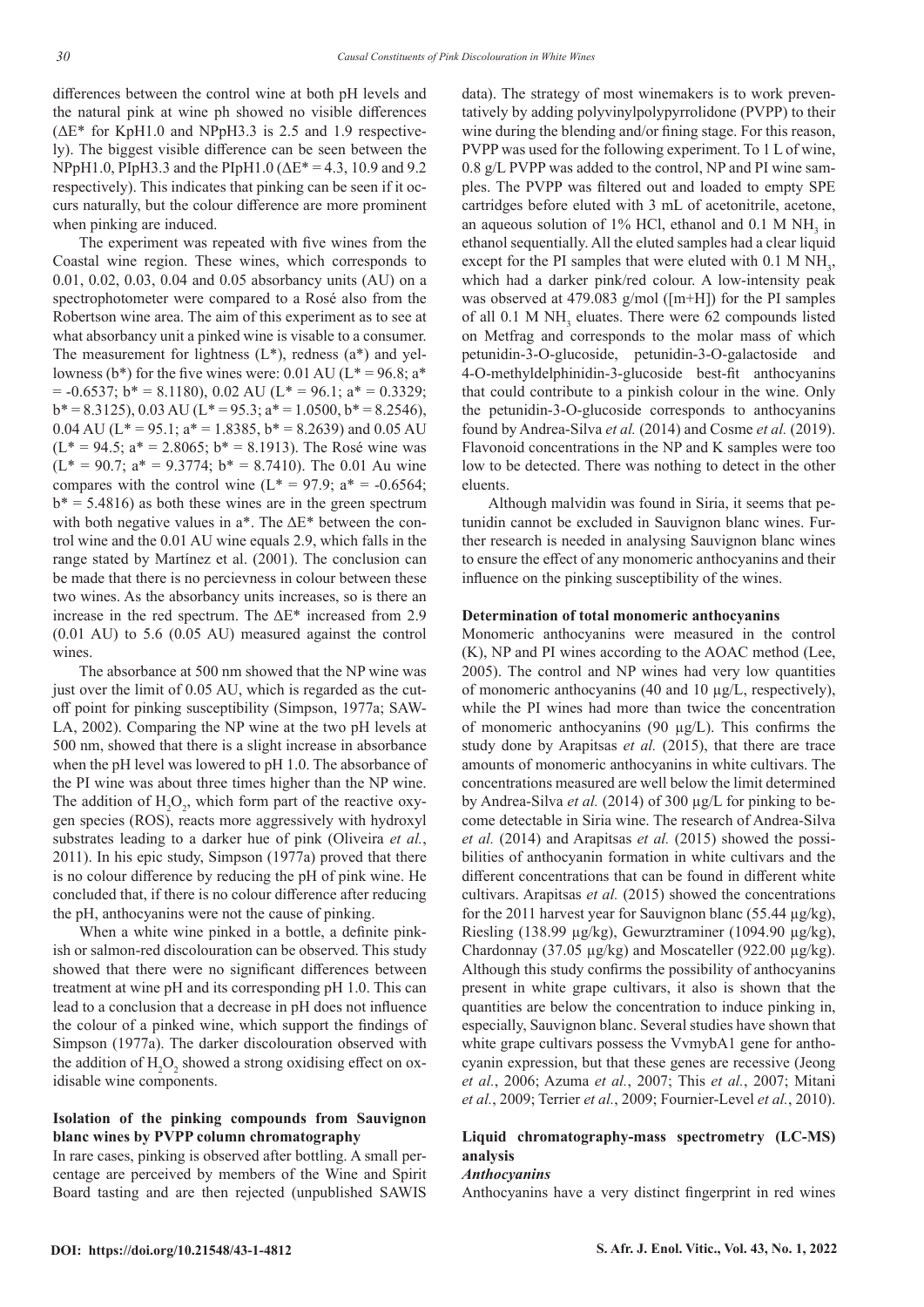differences between the control wine at both pH levels and the natural pink at wine ph showed no visible differences ($\Delta E^*$ for KpH1.0 and NPpH3.3 is 2.5 and 1.9 respectively). The biggest visible difference can be seen between the NPpH1.0, PIpH3.3 and the PIpH1.0 ($\Delta E^*$ = 4.3, 10.9 and 9.2 respectively). This indicates that pinking can be seen if it occurs naturally, but the colour difference are more prominent when pinking are induced.

The experiment was repeated with five wines from the Coastal wine region. These wines, which corresponds to 0.01, 0.02, 0.03, 0.04 and 0.05 absorbancy units (AU) on a spectrophotometer were compared to a Rosé also from the Robertson wine area. The aim of this experiment as to see at what absorbancy unit a pinked wine is visable to a consumer. The measurement for lightness ($L^*$), redness ($a^*$) and yellowness ($b^*$) for the five wines were: 0.01 AU ($L^*$ = 96.8; $a^*$ = -0.6537; $b^*$ = 8.1180), 0.02 AU ($L^*$ = 96.1; $a^*$ = 0.3329; $b^*$ = 8.3125), 0.03 AU ($L^*$ = 95.3; $a^*$ = 1.0500, $b^*$ = 8.2546), 0.04 AU ($L^*$ = 95.1; $a^*$ = 1.8385, $b^*$ = 8.2639) and 0.05 AU ($L^*$ = 94.5; $a^*$ = 2.8065; $b^*$ = 8.1913). The Rosé wine was ($L^*$ = 90.7; $a^*$ = 9.3774; $b^*$ = 8.7410). The 0.01 Au wine compares with the control wine ($L^*$ = 97.9; $a^*$ = -0.6564; $b^*$ = 5.4816) as both these wines are in the green spectrum with both negative values in $a^*$. The $\Delta E^*$ between the control wine and the 0.01 AU wine equals 2.9, which falls in the range stated by Martínez et al. (2001). The conclusion can be made that there is no percievness in colour between these two wines. As the absorbancy units increases, so is there an increase in the red spectrum. The $\Delta E^*$ increased from 2.9 (0.01 AU) to 5.6 (0.05 AU) measured against the control wines.

The absorbance at 500 nm showed that the NP wine was just over the limit of 0.05 AU, which is regarded as the cutoff point for pinking susceptibility (Simpson, 1977a; SAWLA, 2002). Comparing the NP wine at the two pH levels at 500 nm, showed that there is a slight increase in absorbance when the pH level was lowered to pH 1.0. The absorbance of the PI wine was about three times higher than the NP wine. The addition of $H_2O_2$, which form part of the reactive oxygen species (ROS), reacts more aggressively with hydroxyl substrates leading to a darker hue of pink (Oliveira *et al.*, 2011). In his epic study, Simpson (1977a) proved that there is no colour difference by reducing the pH of pink wine. He concluded that, if there is no colour difference after reducing the pH, anthocyanins were not the cause of pinking.

When a white wine pinked in a bottle, a definite pinkish or salmon-red discolouration can be observed. This study showed that there were no significant differences between treatment at wine pH and its corresponding pH 1.0. This can lead to a conclusion that a decrease in pH does not influence the colour of a pinked wine, which support the findings of Simpson (1977a). The darker discolouration observed with the addition of $H_2O_2$ showed a strong oxidising effect on oxidisable wine components.

**Isolation of the pinking compounds from Sauvignon blanc wines by PVPP column chromatography**

In rare cases, pinking is observed after bottling. A small percentage are perceived by members of the Wine and Spirit Board tasting and are then rejected (unpublished SAWIS data). The strategy of most winemakers is to work preventatively by adding polyvinylpolypyrrolidone (PVPP) to their wine during the blending and/or fining stage. For this reason, PVPP was used for the following experiment. To 1 L of wine, 0.8 g/L PVPP was added to the control, NP and PI wine samples. The PVPP was filtered out and loaded to empty SPE cartridges before eluted with 3 mL of acetonitrile, acetone, an aqueous solution of 1% HCl, ethanol and 0.1 M $NH_3$ in ethanol sequentially. All the eluted samples had a clear liquid except for the PI samples that were eluted with 0.1 M $NH_3$, which had a darker pink/red colour. A low-intensity peak was observed at 479.083 g/mol ([m+H]) for the PI samples of all 0.1 M $NH_3$ eluates. There were 62 compounds listed on Metfrag and corresponds to the molar mass of which petunidin-3-O-glucoside, petunidin-3-O-galactoside and 4-O-methyldelphinidin-3-glucoside best-fit anthocyanins that could contribute to a pinkish colour in the wine. Only the petunidin-3-O-glucoside corresponds to anthocyanins found by Andrea-Silva *et al.* (2014) and Cosme *et al.* (2019). Flavonoid concentrations in the NP and K samples were too low to be detected. There was nothing to detect in the other eluents.

Although malvidin was found in Siria, it seems that petunidin cannot be excluded in Sauvignon blanc wines. Further research is needed in analysing Sauvignon blanc wines to ensure the effect of any monomeric anthocyanins and their influence on the pinking susceptibility of the wines.

**Determination of total monomeric anthocyanins**

Monomeric anthocyanins were measured in the control (K), NP and PI wines according to the AOAC method (Lee, 2005). The control and NP wines had very low quantities of monomeric anthocyanins (40 and 10 µg/L, respectively), while the PI wines had more than twice the concentration of monomeric anthocyanins (90 µg/L). This confirms the study done by Arapitsas *et al.* (2015), that there are trace amounts of monomeric anthocyanins in white cultivars. The concentrations measured are well below the limit determined by Andrea-Silva *et al.* (2014) of 300 µg/L for pinking to become detectable in Siria wine. The research of Andrea-Silva *et al.* (2014) and Arapitsas *et al.* (2015) showed the possibilities of anthocyanin formation in white cultivars and the different concentrations that can be found in different white cultivars. Arapitsas *et al.* (2015) showed the concentrations for the 2011 harvest year for Sauvignon blanc (55.44 µg/kg), Riesling (138.99 µg/kg), Gewurztraminer (1094.90 µg/kg), Chardonnay (37.05 µg/kg) and Moscateller (922.00 µg/kg). Although this study confirms the possibility of anthocyanins present in white grape cultivars, it also is shown that the quantities are below the concentration to induce pinking in, especially, Sauvignon blanc. Several studies have shown that white grape cultivars possess the VvmybA1 gene for anthocyanin expression, but that these genes are recessive (Jeong *et al.*, 2006; Azuma *et al.*, 2007; This *et al.*, 2007; Mitani *et al.*, 2009; Terrier *et al.*, 2009; Fournier-Level *et al.*, 2010).

**Liquid chromatography-mass spectrometry (LC-MS) analysis**

***Anthocyanins***

Anthocyanins have a very distinct fingerprint in red wines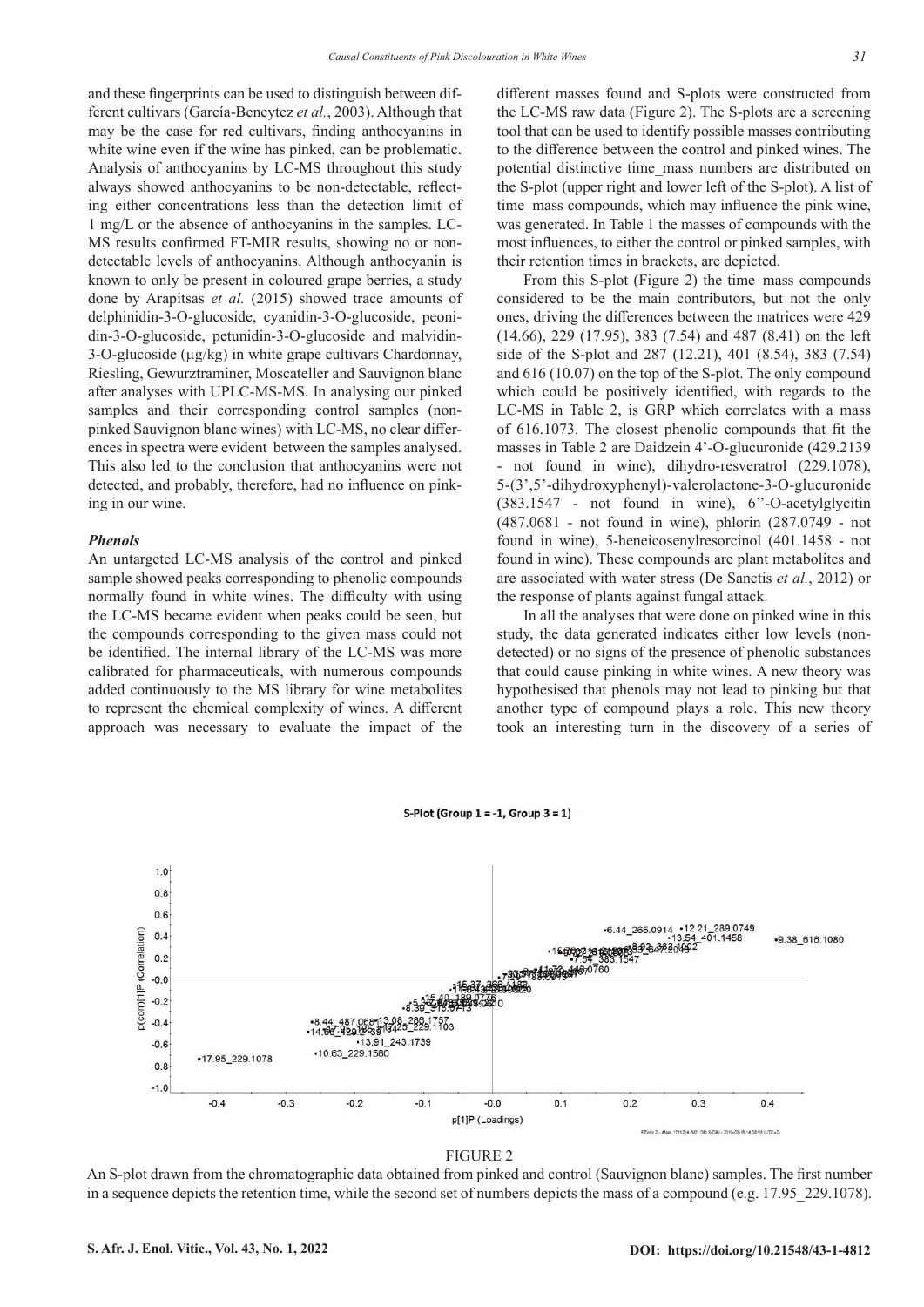and these fingerprints can be used to distinguish between different cultivars (García-Beneytez *et al.*, 2003). Although that may be the case for red cultivars, finding anthocyanins in white wine even if the wine has pinked, can be problematic. Analysis of anthocyanins by LC-MS throughout this study always showed anthocyanins to be non-detectable, reflecting either concentrations less than the detection limit of 1 mg/L or the absence of anthocyanins in the samples. LC-MS results confirmed FT-MIR results, showing no or non-detectable levels of anthocyanins. Although anthocyanin is known to only be present in coloured grape berries, a study done by Arapitsas *et al.* (2015) showed trace amounts of delphinidin-3-O-glucoside, cyanidin-3-O-glucoside, peonidin-3-O-glucoside, petunidin-3-O-glucoside and malvidin-3-O-glucoside (μg/kg) in white grape cultivars Chardonnay, Riesling, Gewurztraminer, Moscateller and Sauvignon blanc after analyses with UPLC-MS-MS. In analysing our pinked samples and their corresponding control samples (non-pinked Sauvignon blanc wines) with LC-MS, no clear differences in spectra were evident between the samples analysed. This also led to the conclusion that anthocyanins were not detected, and probably, therefore, had no influence on pinking in our wine.

### *Phenols*

An untargeted LC-MS analysis of the control and pinked sample showed peaks corresponding to phenolic compounds normally found in white wines. The difficulty with using the LC-MS became evident when peaks could be seen, but the compounds corresponding to the given mass could not be identified. The internal library of the LC-MS was more calibrated for pharmaceuticals, with numerous compounds added continuously to the MS library for wine metabolites to represent the chemical complexity of wines. A different approach was necessary to evaluate the impact of the different masses found and S-plots were constructed from the LC-MS raw data (Figure 2). The S-plots are a screening tool that can be used to identify possible masses contributing to the difference between the control and pinked wines. The potential distinctive time_mass numbers are distributed on the S-plot (upper right and lower left of the S-plot). A list of time_mass compounds, which may influence the pink wine, was generated. In Table 1 the masses of compounds with the most influences, to either the control or pinked samples, with their retention times in brackets, are depicted.

From this S-plot (Figure 2) the time_mass compounds considered to be the main contributors, but not the only ones, driving the differences between the matrices were 429 (14.66), 229 (17.95), 383 (7.54) and 487 (8.41) on the left side of the S-plot and 287 (12.21), 401 (8.54), 383 (7.54) and 616 (10.07) on the top of the S-plot. The only compound which could be positively identified, with regards to the LC-MS in Table 2, is GRP which correlates with a mass of 616.1073. The closest phenolic compounds that fit the masses in Table 2 are Daidzein 4'-O-glucuronide (429.2139 - not found in wine), dihydro-resveratrol (229.1078), 5-(3',5'-dihydroxyphenyl)-valerolactone-3-O-glucuronide (383.1547 - not found in wine), 6''-O-acetylglycitin (487.0681 - not found in wine), phlorin (287.0749 - not found in wine), 5-heneicosenylresorcinol (401.1458 - not found in wine). These compounds are plant metabolites and are associated with water stress (De Sanctis *et al.*, 2012) or the response of plants against fungal attack.

In all the analyses that were done on pinked wine in this study, the data generated indicates either low levels (non-detected) or no signs of the presence of phenolic substances that could cause pinking in white wines. A new theory was hypothesised that phenols may not lead to pinking but that another type of compound plays a role. This new theory took an interesting turn in the discovery of a series of

FIGURE 2
An S-plot drawn from the chromatographic data obtained from pinked and control (Sauvignon blanc) samples. The first number in a sequence depicts the retention time, while the second set of numbers depicts the mass of a compound (e.g. 17.95_229.1078).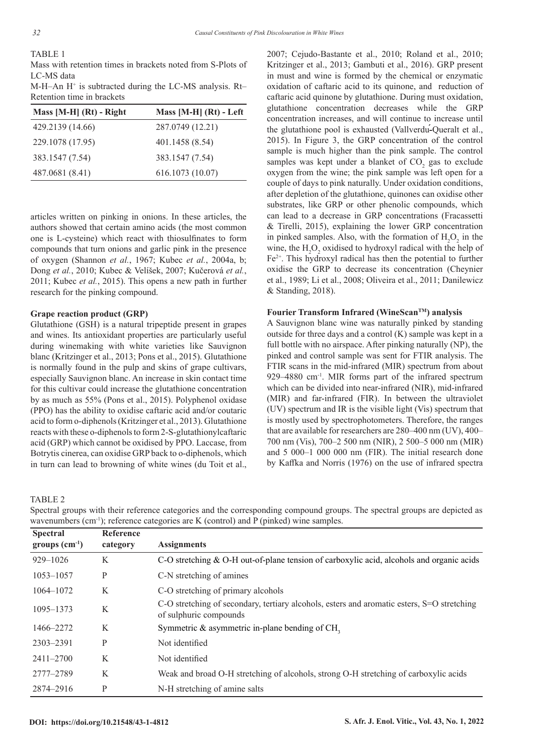TABLE 1

Mass with retention times in brackets noted from S-Plots of LC-MS data

M-H–An $H^+$ is subtracted during the LC-MS analysis. Rt– Retention time in brackets

| Mass [M-H] (Rt) - Right | Mass [M-H] (Rt) - Left |
|---|---|
| 429.2139 (14.66) | 287.0749 (12.21) |
| 229.1078 (17.95) | 401.1458 (8.54) |
| 383.1547 (7.54) | 383.1547 (7.54) |
| 487.0681 (8.41) | 616.1073 (10.07) |

articles written on pinking in onions. In these articles, the authors showed that certain amino acids (the most common one is L-cysteine) which react with thiosulfinates to form compounds that turn onions and garlic pink in the presence of oxygen (Shannon *et al.*, 1967; Kubec *et al.*, 2004a, b; Dong *et al.*, 2010; Kubec & Velíšek, 2007; Kučerová *et al.*, 2011; Kubec *et al.*, 2015). This opens a new path in further research for the pinking compound.

### Grape reaction product (GRP)

Glutathione (GSH) is a natural tripeptide present in grapes and wines. Its antioxidant properties are particularly useful during winemaking with white varieties like Sauvignon blanc (Kritzinger et al., 2013; Pons et al., 2015). Glutathione is normally found in the pulp and skins of grape cultivars, especially Sauvignon blanc. An increase in skin contact time for this cultivar could increase the glutathione concentration by as much as 55% (Pons et al., 2015). Polyphenol oxidase (PPO) has the ability to oxidise caftaric acid and/or coutaric acid to form o-diphenols (Kritzinger et al., 2013). Glutathione reacts with these o-diphenols to form 2-S-glutathionylcaftaric acid (GRP) which cannot be oxidised by PPO. Laccase, from Botrytis cinerea, can oxidise GRP back to o-diphenols, which in turn can lead to browning of white wines (du Toit et al., 2007; Cejudo-Bastante et al., 2010; Roland et al., 2010; Kritzinger et al., 2013; Gambuti et al., 2016). GRP present in must and wine is formed by the chemical or enzymatic oxidation of caftaric acid to its quinone, and reduction of caftaric acid quinone by glutathione. During must oxidation, glutathione concentration decreases while the GRP concentration increases, and will continue to increase until the glutathione pool is exhausted (Vallverdú-Queralt et al., 2015). In Figure 3, the GRP concentration of the control sample is much higher than the pink sample. The control samples was kept under a blanket of $CO_2$ gas to exclude oxygen from the wine; the pink sample was left open for a couple of days to pink naturally. Under oxidation conditions, after depletion of the glutathione, quinones can oxidise other substrates, like GRP or other phenolic compounds, which can lead to a decrease in GRP concentrations (Fracassetti & Tirelli, 2015), explaining the lower GRP concentration in pinked samples. Also, with the formation of $H_2O_2$ in the wine, the $H_2O_2$ oxidised to hydroxyl radical with the help of $Fe^{2+}$. This hydroxyl radical has then the potential to further oxidise the GRP to decrease its concentration (Cheynier et al., 1989; Li et al., 2008; Oliveira et al., 2011; Danilewicz & Standing, 2018).

### Fourier Transform Infrared (WineScan™) analysis

A Sauvignon blanc wine was naturally pinked by standing outside for three days and a control (K) sample was kept in a full bottle with no airspace. After pinking naturally (NP), the pinked and control sample was sent for FTIR analysis. The FTIR scans in the mid-infrared (MIR) spectrum from about 929–4880 $cm^{-1}$. MIR forms part of the infrared spectrum which can be divided into near-infrared (NIR), mid-infrared (MIR) and far-infrared (FIR). In between the ultraviolet (UV) spectrum and IR is the visible light (Vis) spectrum that is mostly used by spectrophotometers. Therefore, the ranges that are available for researchers are 280–400 nm (UV), 400–700 nm (Vis), 700–2 500 nm (NIR), 2 500–5 000 nm (MIR) and 5 000–1 000 000 nm (FIR). The initial research done by Kaffka and Norris (1976) on the use of infrared spectra

TABLE 2

Spectral groups with their reference categories and the corresponding compound groups. The spectral groups are depicted as wavenumbers ($cm^{-1}$); reference categories are K (control) and P (pinked) wine samples.

| Spectral groups ($cm^{-1}$) | Reference category | Assignments |
|---|---|---|
| 929–1026 | K | C-O stretching & O-H out-of-plane tension of carboxylic acid, alcohols and organic acids |
| 1053–1057 | P | C-N stretching of amines |
| 1064–1072 | K | C-O stretching of primary alcohols |
| 1095–1373 | K | C-O stretching of secondary, tertiary alcohols, esters and aromatic esters, S=O stretching of sulphuric compounds |
| 1466–2272 | K | Symmetric & asymmetric in-plane bending of $CH_3$ |
| 2303–2391 | P | Not identified |
| 2411–2700 | K | Not identified |
| 2777–2789 | K | Weak and broad O-H stretching of alcohols, strong O-H stretching of carboxylic acids |
| 2874–2916 | P | N-H stretching of amine salts |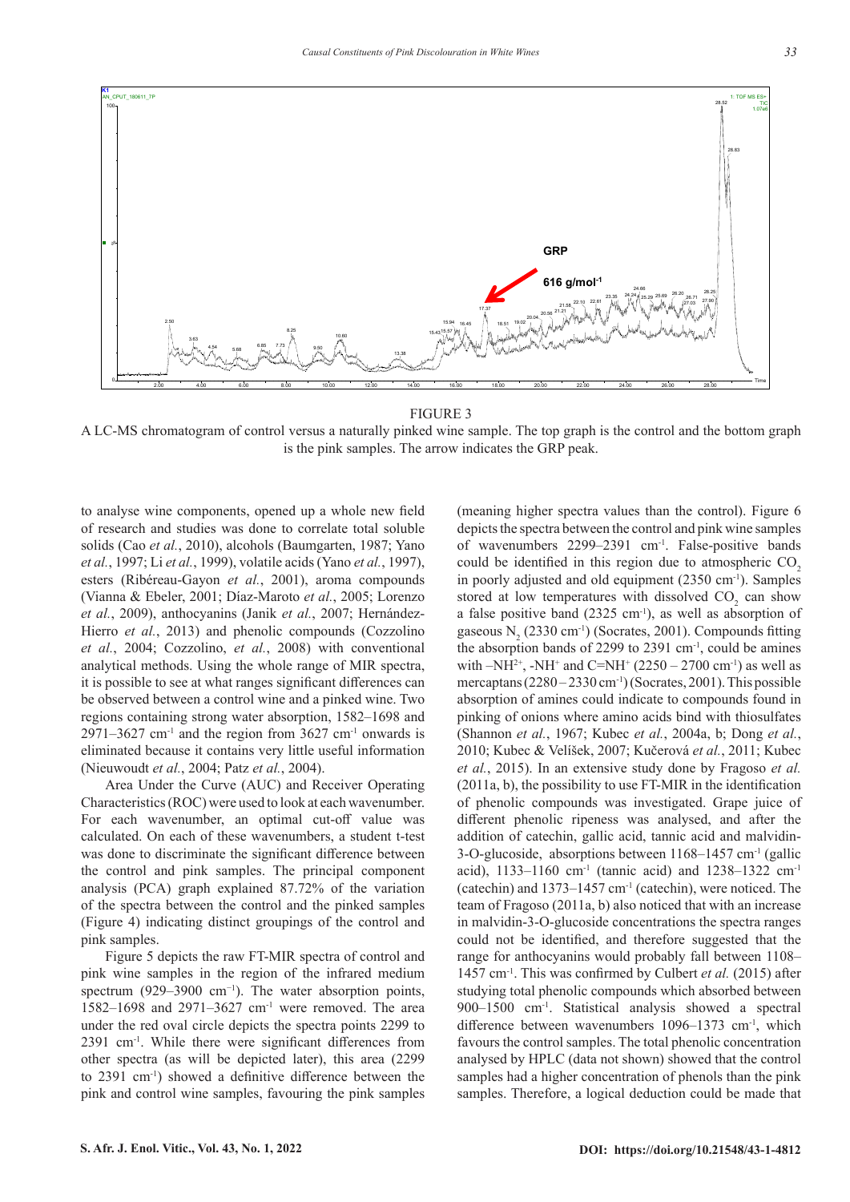FIGURE 3

A LC-MS chromatogram of control versus a naturally pinked wine sample. The top graph is the control and the bottom graph is the pink samples. The arrow indicates the GRP peak.

to analyse wine components, opened up a whole new field of research and studies was done to correlate total soluble solids (Cao *et al.*, 2010), alcohols (Baumgarten, 1987; Yano *et al.*, 1997; Li *et al.*, 1999), volatile acids (Yano *et al.*, 1997), esters (Ribéreau-Gayon *et al.*, 2001), aroma compounds (Vianna & Ebeler, 2001; Díaz-Maroto *et al.*, 2005; Lorenzo *et al.*, 2009), anthocyanins (Janik *et al.*, 2007; Hernández-Hierro *et al.*, 2013) and phenolic compounds (Cozzolino *et al.*, 2004; Cozzolino, *et al.*, 2008) with conventional analytical methods. Using the whole range of MIR spectra, it is possible to see at what ranges significant differences can be observed between a control wine and a pinked wine. Two regions containing strong water absorption, 1582–1698 and 2971–3627 $cm^{-1}$ and the region from 3627 $cm^{-1}$ onwards is eliminated because it contains very little useful information (Nieuwoudt *et al.*, 2004; Patz *et al.*, 2004).

Area Under the Curve (AUC) and Receiver Operating Characteristics (ROC) were used to look at each wavenumber. For each wavenumber, an optimal cut-off value was calculated. On each of these wavenumbers, a student t-test was done to discriminate the significant difference between the control and pink samples. The principal component analysis (PCA) graph explained 87.72% of the variation of the spectra between the control and the pinked samples (Figure 4) indicating distinct groupings of the control and pink samples.

Figure 5 depicts the raw FT-MIR spectra of control and pink wine samples in the region of the infrared medium spectrum (929–3900 $cm^{-1}$). The water absorption points, 1582–1698 and 2971–3627 $cm^{-1}$ were removed. The area under the red oval circle depicts the spectra points 2299 to 2391 $cm^{-1}$. While there were significant differences from other spectra (as will be depicted later), this area (2299 to 2391 $cm^{-1}$) showed a definitive difference between the pink and control wine samples, favouring the pink samples (meaning higher spectra values than the control). Figure 6 depicts the spectra between the control and pink wine samples of wavenumbers 2299–2391 $cm^{-1}$. False-positive bands could be identified in this region due to atmospheric $CO_2$ in poorly adjusted and old equipment (2350 $cm^{-1}$). Samples stored at low temperatures with dissolved $CO_2$ can show a false positive band (2325 $cm^{-1}$), as well as absorption of gaseous $N_2$ (2330 $cm^{-1}$) (Socrates, 2001). Compounds fitting the absorption bands of 2299 to 2391 $cm^{-1}$, could be amines with $–NH^{2+}$, $-NH^{+}$ and $C=NH^{+}$ (2250 – 2700 $cm^{-1}$) as well as mercaptans (2280 – 2330 $cm^{-1}$) (Socrates, 2001). This possible absorption of amines could indicate to compounds found in pinking of onions where amino acids bind with thiosulfates (Shannon *et al.*, 1967; Kubec *et al.*, 2004a, b; Dong *et al.*, 2010; Kubec & Velíšek, 2007; Kučerová *et al.*, 2011; Kubec *et al.*, 2015). In an extensive study done by Fragoso *et al.* (2011a, b), the possibility to use FT-MIR in the identification of phenolic compounds was investigated. Grape juice of different phenolic ripeness was analysed, and after the addition of catechin, gallic acid, tannic acid and malvidin-3-O-glucoside, absorptions between 1168–1457 $cm^{-1}$ (gallic acid), 1133–1160 $cm^{-1}$ (tannic acid) and 1238–1322 $cm^{-1}$ (catechin) and 1373–1457 $cm^{-1}$ (catechin), were noticed. The team of Fragoso (2011a, b) also noticed that with an increase in malvidin-3-O-glucoside concentrations the spectra ranges could not be identified, and therefore suggested that the range for anthocyanins would probably fall between 1108–1457 $cm^{-1}$. This was confirmed by Culbert *et al.* (2015) after studying total phenolic compounds which absorbed between 900–1500 $cm^{-1}$. Statistical analysis showed a spectral difference between wavenumbers 1096–1373 $cm^{-1}$, which favours the control samples. The total phenolic concentration analysed by HPLC (data not shown) showed that the control samples had a higher concentration of phenols than the pink samples. Therefore, a logical deduction could be made that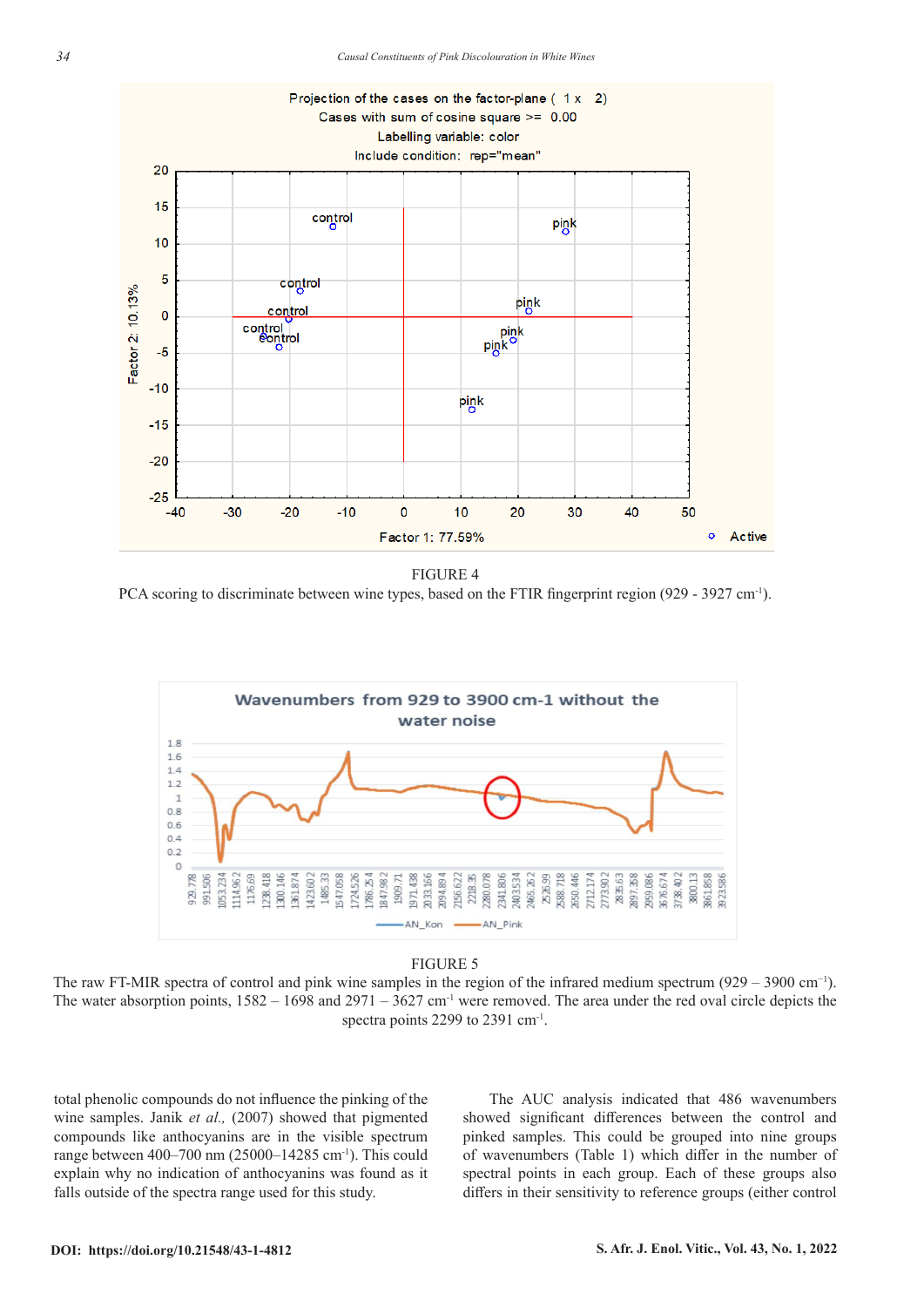FIGURE 4

PCA scoring to discriminate between wine types, based on the FTIR fingerprint region (929 - 3927 $cm^{-1}$).

FIGURE 5

The raw FT-MIR spectra of control and pink wine samples in the region of the infrared medium spectrum (929 – 3900 $cm^{-1}$). The water absorption points, 1582 – 1698 and 2971 – 3627 $cm^{-1}$ were removed. The area under the red oval circle depicts the spectra points 2299 to 2391 $cm^{-1}$.

total phenolic compounds do not influence the pinking of the wine samples. Janik *et al.,* (2007) showed that pigmented compounds like anthocyanins are in the visible spectrum range between 400–700 nm (25000–14285 $cm^{-1}$). This could explain why no indication of anthocyanins was found as it falls outside of the spectra range used for this study.

The AUC analysis indicated that 486 wavenumbers showed significant differences between the control and pinked samples. This could be grouped into nine groups of wavenumbers (Table 1) which differ in the number of spectral points in each group. Each of these groups also differs in their sensitivity to reference groups (either control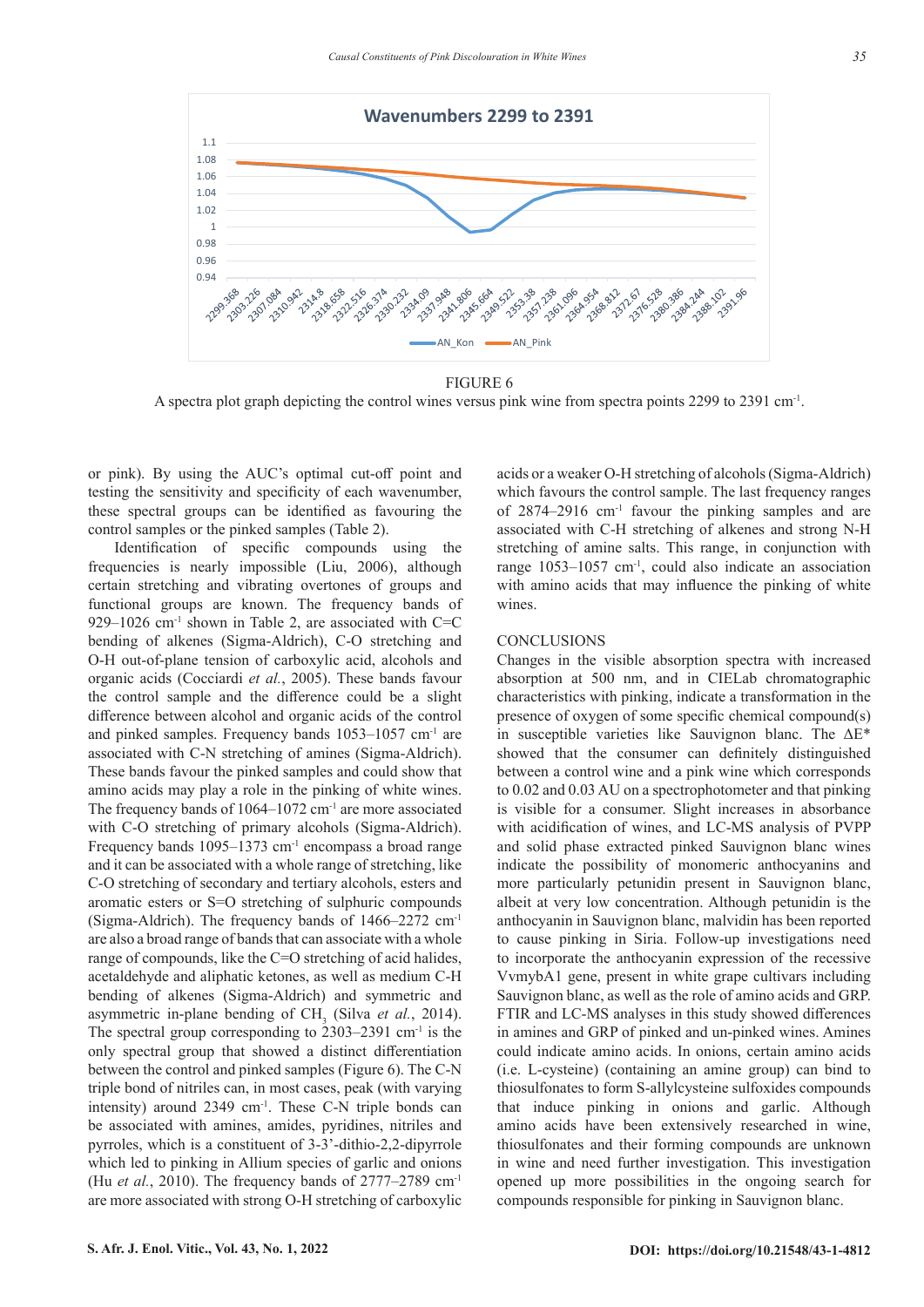FIGURE 6

A spectra plot graph depicting the control wines versus pink wine from spectra points 2299 to 2391 cm$^{-1}$.

or pink). By using the AUC's optimal cut-off point and testing the sensitivity and specificity of each wavenumber, these spectral groups can be identified as favouring the control samples or the pinked samples (Table 2).

Identification of specific compounds using the frequencies is nearly impossible (Liu, 2006), although certain stretching and vibrating overtones of groups and functional groups are known. The frequency bands of 929–1026 cm$^{-1}$ shown in Table 2, are associated with C=C bending of alkenes (Sigma-Aldrich), C-O stretching and O-H out-of-plane tension of carboxylic acid, alcohols and organic acids (Cocciardi *et al.*, 2005). These bands favour the control sample and the difference could be a slight difference between alcohol and organic acids of the control and pinked samples. Frequency bands 1053–1057 cm$^{-1}$ are associated with C-N stretching of amines (Sigma-Aldrich). These bands favour the pinked samples and could show that amino acids may play a role in the pinking of white wines. The frequency bands of 1064–1072 cm$^{-1}$ are associated with C-O stretching of primary alcohols (Sigma-Aldrich). Frequency bands 1095–1373 cm$^{-1}$ encompass a broad range and it can be associated with a whole range of stretching, like C-O stretching of secondary and tertiary alcohols, esters and aromatic esters or S=O stretching of sulphuric compounds (Sigma-Aldrich). The frequency bands of 1466–2272 cm$^{-1}$ are also a broad range of bands that can associate with a whole range of compounds, like the C=O stretching of acid halides, acetaldehyde and aliphatic ketones, as well as medium C-H bending of alkenes (Sigma-Aldrich) and symmetric and asymmetric in-plane bending of $CH_3$ (Silva *et al.*, 2014). The spectral group corresponding to 2303–2391 cm$^{-1}$ is the only spectral group that showed a distinct differentiation between the control and pinked samples (Figure 6). The C-N triple bond of nitriles can, in most cases, peak (with varying intensity) around 2349 cm$^{-1}$. These C-N triple bonds can be associated with amines, amides, pyridines, nitriles and pyrroles, which is a constituent of 3-3'-dithio-2,2-dipyrrole which led to pinking in Allium species of garlic and onions (Hu *et al.*, 2010). The frequency bands of 2777–2789 cm$^{-1}$ are more associated with strong O-H stretching of carboxylic acids or a weaker O-H stretching of alcohols (Sigma-Aldrich) which favours the control sample. The last frequency ranges of 2874–2916 cm$^{-1}$ favour the pinking samples and are associated with C-H stretching of alkenes and strong N-H stretching of amine salts. This range, in conjunction with range 1053–1057 cm$^{-1}$, could also indicate an association with amino acids that may influence the pinking of white wines.

## CONCLUSIONS

Changes in the visible absorption spectra with increased absorption at 500 nm, and in CIELab chromatographic characteristics with pinking, indicate a transformation in the presence of oxygen of some specific chemical compound(s) in susceptible varieties like Sauvignon blanc. The ΔE* showed that the consumer can definitely distinguished between a control wine and a pink wine which corresponds to 0.02 and 0.03 AU on a spectrophotometer and that pinking is visible for a consumer. Slight increases in absorbance with acidification of wines, and LC-MS analysis of PVPP and solid phase extracted pinked Sauvignon blanc wines indicate the possibility of monomeric anthocyanins and more particularly petunidin present in Sauvignon blanc, albeit at very low concentration. Although petunidin is the anthocyanin in Sauvignon blanc, malvidin has been reported to cause pinking in Siria. Follow-up investigations need to incorporate the anthocyanin expression of the recessive VvmybA1 gene, present in white grape cultivars including Sauvignon blanc, as well as the role of amino acids and GRP. FTIR and LC-MS analyses in this study showed differences in amines and GRP of pinked and un-pinked wines. Amines could indicate amino acids. In onions, certain amino acids (i.e. L-cysteine) (containing an amine group) can bind to thiosulfonates to form S-allylcysteine sulfoxides compounds that induce pinking in onions and garlic. Although amino acids have been extensively researched in wine, thiosulfonates and their forming compounds are unknown in wine and need further investigation. This investigation opened up more possibilities in the ongoing search for compounds responsible for pinking in Sauvignon blanc.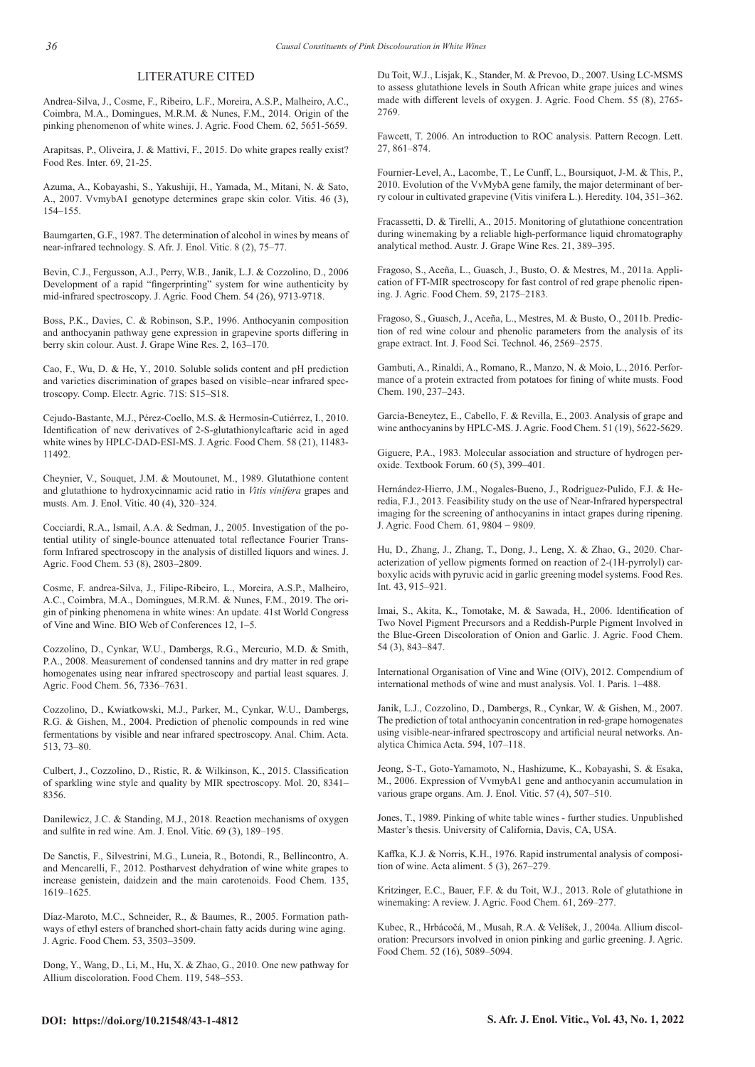## LITERATURE CITED

Andrea-Silva, J., Cosme, F., Ribeiro, L.F., Moreira, A.S.P., Malheiro, A.C., Coimbra, M.A., Domingues, M.R.M. & Nunes, F.M., 2014. Origin of the pinking phenomenon of white wines. J. Agric. Food Chem. 62, 5651-5659.

Arapitsas, P., Oliveira, J. & Mattivi, F., 2015. Do white grapes really exist? Food Res. Inter. 69, 21-25.

Azuma, A., Kobayashi, S., Yakushiji, H., Yamada, M., Mitani, N. & Sato, A., 2007. VvmybA1 genotype determines grape skin color. Vitis. 46 (3), 154–155.

Baumgarten, G.F., 1987. The determination of alcohol in wines by means of near-infrared technology. S. Afr. J. Enol. Vitic. 8 (2), 75–77.

Bevin, C.J., Fergusson, A.J., Perry, W.B., Janik, L.J. & Cozzolino, D., 2006 Development of a rapid "fingerprinting" system for wine authenticity by mid-infrared spectroscopy. J. Agric. Food Chem. 54 (26), 9713-9718.

Boss, P.K., Davies, C. & Robinson, S.P., 1996. Anthocyanin composition and anthocyanin pathway gene expression in grapevine sports differing in berry skin colour. Aust. J. Grape Wine Res. 2, 163–170.

Cao, F., Wu, D. & He, Y., 2010. Soluble solids content and pH prediction and varieties discrimination of grapes based on visible–near infrared spectroscopy. Comp. Electr. Agric. 71S: S15–S18.

Cejudo-Bastante, M.J., Pérez-Coello, M.S. & Hermosín-Cutiérrez, I., 2010. Identification of new derivatives of 2-S-glutathionylcaftaric acid in aged white wines by HPLC-DAD-ESI-MS. J. Agric. Food Chem. 58 (21), 11483-11492.

Cheynier, V., Souquet, J.M. & Moutounet, M., 1989. Glutathione content and glutathione to hydroxycinnamic acid ratio in *Vitis vinifera* grapes and musts. Am. J. Enol. Vitic. 40 (4), 320–324.

Cocciardi, R.A., Ismail, A.A. & Sedman, J., 2005. Investigation of the potential utility of single-bounce attenuated total reflectance Fourier Transform Infrared spectroscopy in the analysis of distilled liquors and wines. J. Agric. Food Chem. 53 (8), 2803–2809.

Cosme, F. andrea-Silva, J., Filipe-Ribeiro, L., Moreira, A.S.P., Malheiro, A.C., Coimbra, M.A., Domingues, M.R.M. & Nunes, F.M., 2019. The origin of pinking phenomena in white wines: An update. 41st World Congress of Vine and Wine. BIO Web of Conferences 12, 1–5.

Cozzolino, D., Cynkar, W.U., Dambergs, R.G., Mercurio, M.D. & Smith, P.A., 2008. Measurement of condensed tannins and dry matter in red grape homogenates using near infrared spectroscopy and partial least squares. J. Agric. Food Chem. 56, 7336–7631.

Cozzolino, D., Kwiatkowski, M.J., Parker, M., Cynkar, W.U., Dambergs, R.G. & Gishen, M., 2004. Prediction of phenolic compounds in red wine fermentations by visible and near infrared spectroscopy. Anal. Chim. Acta. 513, 73–80.

Culbert, J., Cozzolino, D., Ristic, R. & Wilkinson, K., 2015. Classification of sparkling wine style and quality by MIR spectroscopy. Mol. 20, 8341–8356.

Danilewicz, J.C. & Standing, M.J., 2018. Reaction mechanisms of oxygen and sulfite in red wine. Am. J. Enol. Vitic. 69 (3), 189–195.

De Sanctis, F., Silvestrini, M.G., Luneia, R., Botondi, R., Bellincontro, A. and Mencarelli, F., 2012. Postharvest dehydration of wine white grapes to increase genistein, daidzein and the main carotenoids. Food Chem. 135, 1619–1625.

Díaz-Maroto, M.C., Schneider, R., & Baumes, R., 2005. Formation pathways of ethyl esters of branched short-chain fatty acids during wine aging. J. Agric. Food Chem. 53, 3503–3509.

Dong, Y., Wang, D., Li, M., Hu, X. & Zhao, G., 2010. One new pathway for Allium discoloration. Food Chem. 119, 548–553.

Du Toit, W.J., Lisjak, K., Stander, M. & Prevoo, D., 2007. Using LC-MSMS to assess glutathione levels in South African white grape juices and wines made with different levels of oxygen. J. Agric. Food Chem. 55 (8), 2765-2769.

Fawcett, T. 2006. An introduction to ROC analysis. Pattern Recogn. Lett. 27, 861–874.

Fournier-Level, A., Lacombe, T., Le Cunff, L., Boursiquot, J-M. & This, P., 2010. Evolution of the VvMybA gene family, the major determinant of berry colour in cultivated grapevine (Vitis vinifera L.). Heredity. 104, 351–362.

Fracassetti, D. & Tirelli, A., 2015. Monitoring of glutathione concentration during winemaking by a reliable high-performance liquid chromatography analytical method. Austr. J. Grape Wine Res. 21, 389–395.

Fragoso, S., Aceña, L., Guasch, J., Busto, O. & Mestres, M., 2011a. Application of FT-MIR spectroscopy for fast control of red grape phenolic ripening. J. Agric. Food Chem. 59, 2175–2183.

Fragoso, S., Guasch, J., Aceña, L., Mestres, M. & Busto, O., 2011b. Prediction of red wine colour and phenolic parameters from the analysis of its grape extract. Int. J. Food Sci. Technol. 46, 2569–2575.

Gambuti, A., Rinaldi, A., Romano, R., Manzo, N. & Moio, L., 2016. Performance of a protein extracted from potatoes for fining of white musts. Food Chem. 190, 237–243.

García-Beneytez, E., Cabello, F. & Revilla, E., 2003. Analysis of grape and wine anthocyanins by HPLC-MS. J. Agric. Food Chem. 51 (19), 5622-5629.

Giguere, P.A., 1983. Molecular association and structure of hydrogen peroxide. Textbook Forum. 60 (5), 399–401.

Hernández-Hierro, J.M., Nogales-Bueno, J., Rodríguez-Pulido, F.J. & Heredia, F.J., 2013. Feasibility study on the use of Near-Infrared hyperspectral imaging for the screening of anthocyanins in intact grapes during ripening. J. Agric. Food Chem. 61, 9804 − 9809.

Hu, D., Zhang, J., Zhang, T., Dong, J., Leng, X. & Zhao, G., 2020. Characterization of yellow pigments formed on reaction of 2-(1H-pyrrolyl) carboxylic acids with pyruvic acid in garlic greening model systems. Food Res. Int. 43, 915–921.

Imai, S., Akita, K., Tomotake, M. & Sawada, H., 2006. Identification of Two Novel Pigment Precursors and a Reddish-Purple Pigment Involved in the Blue-Green Discoloration of Onion and Garlic. J. Agric. Food Chem. 54 (3), 843–847.

International Organisation of Vine and Wine (OIV), 2012. Compendium of international methods of wine and must analysis. Vol. 1. Paris. 1–488.

Janik, L.J., Cozzolino, D., Dambergs, R., Cynkar, W. & Gishen, M., 2007. The prediction of total anthocyanin concentration in red-grape homogenates using visible-near-infrared spectroscopy and artificial neural networks. Analytica Chimica Acta. 594, 107–118.

Jeong, S-T., Goto-Yamamoto, N., Hashizume, K., Kobayashi, S. & Esaka, M., 2006. Expression of VvmybA1 gene and anthocyanin accumulation in various grape organs. Am. J. Enol. Vitic. 57 (4), 507–510.

Jones, T., 1989. Pinking of white table wines - further studies. Unpublished Master's thesis. University of California, Davis, CA, USA.

Kaffka, K.J. & Norris, K.H., 1976. Rapid instrumental analysis of composition of wine. Acta aliment. 5 (3), 267–279.

Kritzinger, E.C., Bauer, F.F. & du Toit, W.J., 2013. Role of glutathione in winemaking: A review. J. Agric. Food Chem. 61, 269–277.

Kubec, R., Hrbácočá, M., Musah, R.A. & Velíšek, J., 2004a. Allium discoloration: Precursors involved in onion pinking and garlic greening. J. Agric. Food Chem. 52 (16), 5089–5094.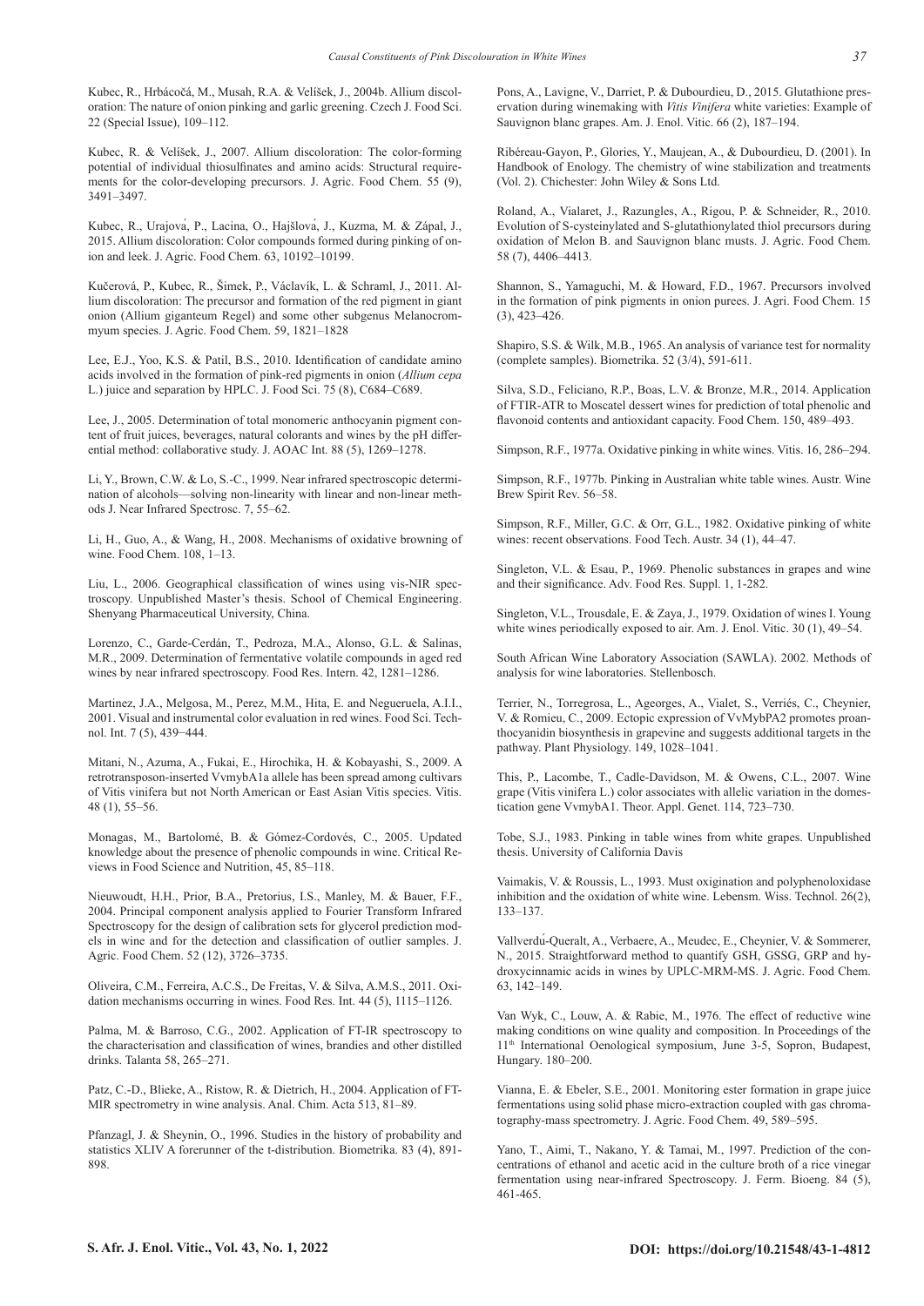Kubec, R., Hrbácočá, M., Musah, R.A. & Velíšek, J., 2004b. Allium discoloration: The nature of onion pinking and garlic greening. Czech J. Food Sci. 22 (Special Issue), 109–112.

Kubec, R. & Velíšek, J., 2007. Allium discoloration: The color-forming potential of individual thiosulfinates and amino acids: Structural requirements for the color-developing precursors. J. Agric. Food Chem. 55 (9), 3491–3497.

Kubec, R., Urajová, P., Lacina, O., Hajšlová, J., Kuzma, M. & Zápal, J., 2015. Allium discoloration: Color compounds formed during pinking of onion and leek. J. Agric. Food Chem. 63, 10192–10199.

Kučerová, P., Kubec, R., Šimek, P., Václavík, L. & Schraml, J., 2011. Allium discoloration: The precursor and formation of the red pigment in giant onion (Allium giganteum Regel) and some other subgenus Melanocrommyum species. J. Agric. Food Chem. 59, 1821–1828

Lee, E.J., Yoo, K.S. & Patil, B.S., 2010. Identification of candidate amino acids involved in the formation of pink-red pigments in onion (*Allium cepa* L.) juice and separation by HPLC. J. Food Sci. 75 (8), C684–C689.

Lee, J., 2005. Determination of total monomeric anthocyanin pigment content of fruit juices, beverages, natural colorants and wines by the pH differential method: collaborative study. J. AOAC Int. 88 (5), 1269–1278.

Li, Y., Brown, C.W. & Lo, S.-C., 1999. Near infrared spectroscopic determination of alcohols—solving non-linearity with linear and non-linear methods J. Near Infrared Spectrosc. 7, 55–62.

Li, H., Guo, A., & Wang, H., 2008. Mechanisms of oxidative browning of wine. Food Chem. 108, 1–13.

Liu, L., 2006. Geographical classification of wines using vis-NIR spectroscopy. Unpublished Master's thesis. School of Chemical Engineering. Shenyang Pharmaceutical University, China.

Lorenzo, C., Garde-Cerdán, T., Pedroza, M.A., Alonso, G.L. & Salinas, M.R., 2009. Determination of fermentative volatile compounds in aged red wines by near infrared spectroscopy. Food Res. Intern. 42, 1281–1286.

Martinez, J.A., Melgosa, M., Perez, M.M., Hita, E. and Negueruela, A.I.I., 2001. Visual and instrumental color evaluation in red wines. Food Sci. Technol. Int. 7 (5), 439–444.

Mitani, N., Azuma, A., Fukai, E., Hirochika, H. & Kobayashi, S., 2009. A retrotransposon-inserted VvmybA1a allele has been spread among cultivars of Vitis vinifera but not North American or East Asian Vitis species. Vitis. 48 (1), 55–56.

Monagas, M., Bartolomé, B. & Gómez-Cordovés, C., 2005. Updated knowledge about the presence of phenolic compounds in wine. Critical Reviews in Food Science and Nutrition, 45, 85–118.

Nieuwoudt, H.H., Prior, B.A., Pretorius, I.S., Manley, M. & Bauer, F.F., 2004. Principal component analysis applied to Fourier Transform Infrared Spectroscopy for the design of calibration sets for glycerol prediction models in wine and for the detection and classification of outlier samples. J. Agric. Food Chem. 52 (12), 3726–3735.

Oliveira, C.M., Ferreira, A.C.S., De Freitas, V. & Silva, A.M.S., 2011. Oxidation mechanisms occurring in wines. Food Res. Int. 44 (5), 1115–1126.

Palma, M. & Barroso, C.G., 2002. Application of FT-IR spectroscopy to the characterisation and classification of wines, brandies and other distilled drinks. Talanta 58, 265–271.

Patz, C.-D., Blieke, A., Ristow, R. & Dietrich, H., 2004. Application of FT-MIR spectrometry in wine analysis. Anal. Chim. Acta 513, 81–89.

Pfanzagl, J. & Sheynin, O., 1996. Studies in the history of probability and statistics XLIV A forerunner of the t-distribution. Biometrika. 83 (4), 891-898.

Pons, A., Lavigne, V., Darriet, P. & Dubourdieu, D., 2015. Glutathione preservation during winemaking with *Vitis Vinifera* white varieties: Example of Sauvignon blanc grapes. Am. J. Enol. Vitic. 66 (2), 187–194.

Ribéreau-Gayon, P., Glories, Y., Maujean, A., & Dubourdieu, D. (2001). In Handbook of Enology. The chemistry of wine stabilization and treatments (Vol. 2). Chichester: John Wiley & Sons Ltd.

Roland, A., Vialaret, J., Razungles, A., Rigou, P. & Schneider, R., 2010. Evolution of S-cysteinylated and S-glutathionylated thiol precursors during oxidation of Melon B. and Sauvignon blanc musts. J. Agric. Food Chem. 58 (7), 4406–4413.

Shannon, S., Yamaguchi, M. & Howard, F.D., 1967. Precursors involved in the formation of pink pigments in onion purees. J. Agri. Food Chem. 15 (3), 423–426.

Shapiro, S.S. & Wilk, M.B., 1965. An analysis of variance test for normality (complete samples). Biometrika. 52 (3/4), 591-611.

Silva, S.D., Feliciano, R.P., Boas, L.V. & Bronze, M.R., 2014. Application of FTIR-ATR to Moscatel dessert wines for prediction of total phenolic and flavonoid contents and antioxidant capacity. Food Chem. 150, 489–493.

Simpson, R.F., 1977a. Oxidative pinking in white wines. Vitis. 16, 286–294.

Simpson, R.F., 1977b. Pinking in Australian white table wines. Austr. Wine Brew Spirit Rev. 56–58.

Simpson, R.F., Miller, G.C. & Orr, G.L., 1982. Oxidative pinking of white wines: recent observations. Food Tech. Austr. 34 (1), 44–47.

Singleton, V.L. & Esau, P., 1969. Phenolic substances in grapes and wine and their significance. Adv. Food Res. Suppl. 1, 1-282.

Singleton, V.L., Trousdale, E. & Zaya, J., 1979. Oxidation of wines I. Young white wines periodically exposed to air. Am. J. Enol. Vitic. 30 (1), 49–54.

South African Wine Laboratory Association (SAWLA). 2002. Methods of analysis for wine laboratories. Stellenbosch.

Terrier, N., Torregrosa, L., Ageorges, A., Vialet, S., Verriés, C., Cheynier, V. & Romieu, C., 2009. Ectopic expression of VvMybPA2 promotes proanthocyanidin biosynthesis in grapevine and suggests additional targets in the pathway. Plant Physiology. 149, 1028–1041.

This, P., Lacombe, T., Cadle-Davidson, M. & Owens, C.L., 2007. Wine grape (Vitis vinifera L.) color associates with allelic variation in the domestication gene VvmybA1. Theor. Appl. Genet. 114, 723–730.

Tobe, S.J., 1983. Pinking in table wines from white grapes. Unpublished thesis. University of California Davis

Vaimakis, V. & Roussis, L., 1993. Must oxigination and polyphenoloxidase inhibition and the oxidation of white wine. Lebensm. Wiss. Technol. 26(2), 133–137.

Vallverdú-Queralt, A., Verbaere, A., Meudec, E., Cheynier, V. & Sommerer, N., 2015. Straightforward method to quantify GSH, GSSG, GRP and hydroxycinnamic acids in wines by UPLC-MRM-MS. J. Agric. Food Chem. 63, 142–149.

Van Wyk, C., Louw, A. & Rabie, M., 1976. The effect of reductive wine making conditions on wine quality and composition. In Proceedings of the 11th International Oenological symposium, June 3-5, Sopron, Budapest, Hungary. 180–200.

Vianna, E. & Ebeler, S.E., 2001. Monitoring ester formation in grape juice fermentations using solid phase micro-extraction coupled with gas chromatography-mass spectrometry. J. Agric. Food Chem. 49, 589–595.

Yano, T., Aimi, T., Nakano, Y. & Tamai, M., 1997. Prediction of the concentrations of ethanol and acetic acid in the culture broth of a rice vinegar fermentation using near-infrared Spectroscopy. J. Ferm. Bioeng. 84 (5), 461-465.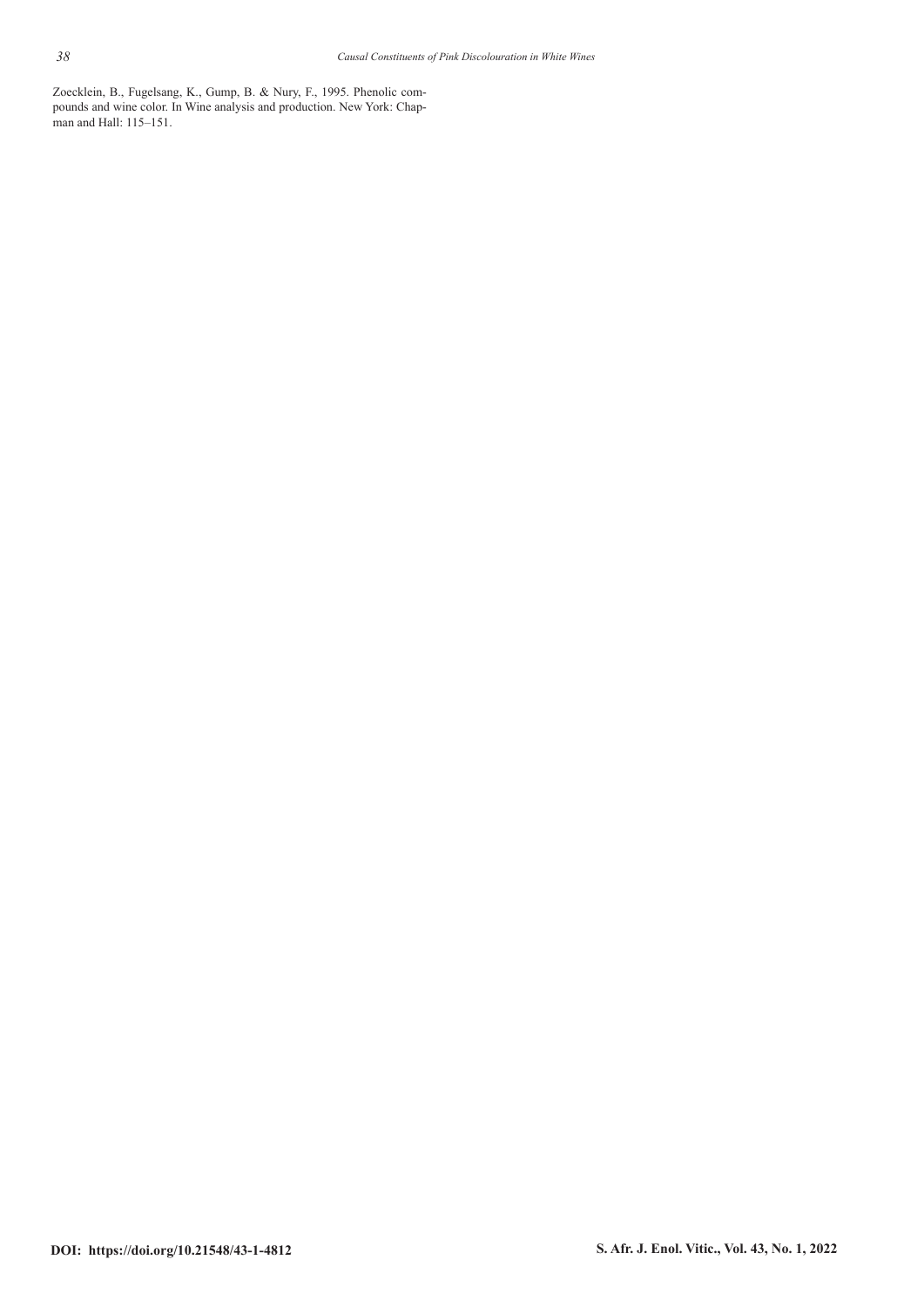Zoecklein, B., Fugelsang, K., Gump, B. & Nury, F., 1995. Phenolic compounds and wine color. In Wine analysis and production. New York: Chapman and Hall: 115–151.